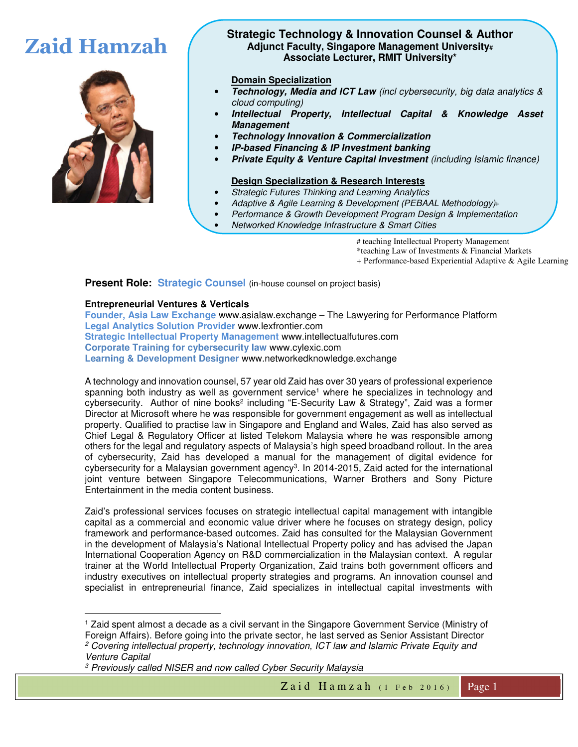# Zaid Hamzah

**Strategic Technology & Innovation Counsel & Author**
**Adjunct Faculty, Singapore Management University#**
**Associate Lecturer, RMIT University***

**Domain Specialization**

- ***Technology, Media and ICT Law*** *(incl cybersecurity, big data analytics & cloud computing)*
- ***Intellectual Property, Intellectual Capital & Knowledge Asset Management***
- ***Technology Innovation & Commercialization***
- ***IP-based Financing & IP Investment banking***
- ***Private Equity & Venture Capital Investment*** *(including Islamic finance)*

**Design Specialization & Research Interests**

- *Strategic Futures Thinking and Learning Analytics*
- *Adaptive & Agile Learning & Development (PEBAAL Methodology)+*
- *Performance & Growth Development Program Design & Implementation*
- *Networked Knowledge Infrastructure & Smart Cities*

\# teaching Intellectual Property Management
*teaching Law of Investments & Financial Markets
\+ Performance-based Experiential Adaptive & Agile Learning

**Present Role: Strategic Counsel** (in-house counsel on project basis)

**Entrepreneurial Ventures & Verticals**

**Founder, Asia Law Exchange** www.asialaw.exchange – The Lawyering for Performance Platform
**Legal Analytics Solution Provider** www.lexfrontier.com
**Strategic Intellectual Property Management** www.intellectualfutures.com
**Corporate Training for cybersecurity law** www.cylexic.com
**Learning & Development Designer** www.networkedknowledge.exchange

A technology and innovation counsel, 57 year old Zaid has over 30 years of professional experience spanning both industry as well as government service[1] where he specializes in technology and cybersecurity. Author of nine books[2] including "E-Security Law & Strategy", Zaid was a former Director at Microsoft where he was responsible for government engagement as well as intellectual property. Qualified to practise law in Singapore and England and Wales, Zaid has also served as Chief Legal & Regulatory Officer at listed Telekom Malaysia where he was responsible among others for the legal and regulatory aspects of Malaysia's high speed broadband rollout. In the area of cybersecurity, Zaid has developed a manual for the management of digital evidence for cybersecurity for a Malaysian government agency[3]. In 2014-2015, Zaid acted for the international joint venture between Singapore Telecommunications, Warner Brothers and Sony Picture Entertainment in the media content business.

Zaid's professional services focuses on strategic intellectual capital management with intangible capital as a commercial and economic value driver where he focuses on strategy design, policy framework and performance-based outcomes. Zaid has consulted for the Malaysian Government in the development of Malaysia's National Intellectual Property policy and has advised the Japan International Cooperation Agency on R&D commercialization in the Malaysian context. A regular trainer at the World Intellectual Property Organization, Zaid trains both government officers and industry executives on intellectual property strategies and programs. An innovation counsel and specialist in entrepreneurial finance, Zaid specializes in intellectual capital investments with

---

[1] Zaid spent almost a decade as a civil servant in the Singapore Government Service (Ministry of Foreign Affairs). Before going into the private sector, he last served as Senior Assistant Director

[2] *Covering intellectual property, technology innovation, ICT law and Islamic Private Equity and Venture Capital*

[3] *Previously called NISER and now called Cyber Security Malaysia*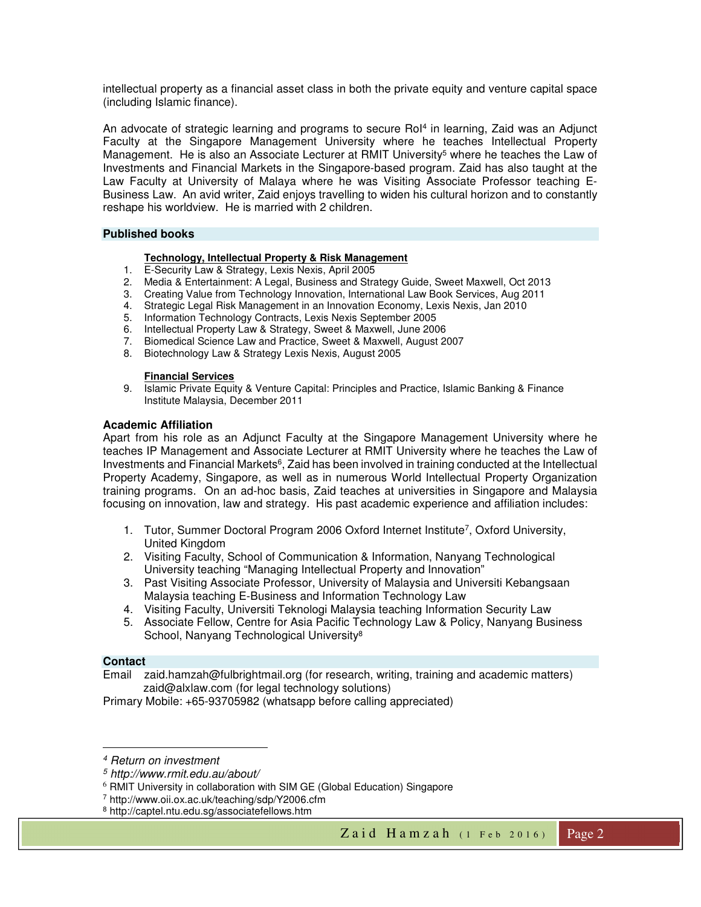intellectual property as a financial asset class in both the private equity and venture capital space (including Islamic finance).

An advocate of strategic learning and programs to secure RoI[4] in learning, Zaid was an Adjunct Faculty at the Singapore Management University where he teaches Intellectual Property Management. He is also an Associate Lecturer at RMIT University[5] where he teaches the Law of Investments and Financial Markets in the Singapore-based program. Zaid has also taught at the Law Faculty at University of Malaya where he was Visiting Associate Professor teaching E-Business Law. An avid writer, Zaid enjoys travelling to widen his cultural horizon and to constantly reshape his worldview. He is married with 2 children.

## Published books

**Technology, Intellectual Property & Risk Management**

1. E-Security Law & Strategy, Lexis Nexis, April 2005
2. Media & Entertainment: A Legal, Business and Strategy Guide, Sweet Maxwell, Oct 2013
3. Creating Value from Technology Innovation, International Law Book Services, Aug 2011
4. Strategic Legal Risk Management in an Innovation Economy, Lexis Nexis, Jan 2010
5. Information Technology Contracts, Lexis Nexis September 2005
6. Intellectual Property Law & Strategy, Sweet & Maxwell, June 2006
7. Biomedical Science Law and Practice, Sweet & Maxwell, August 2007
8. Biotechnology Law & Strategy Lexis Nexis, August 2005

**Financial Services**

9. Islamic Private Equity & Venture Capital: Principles and Practice, Islamic Banking & Finance Institute Malaysia, December 2011

## Academic Affiliation

Apart from his role as an Adjunct Faculty at the Singapore Management University where he teaches IP Management and Associate Lecturer at RMIT University where he teaches the Law of Investments and Financial Markets[6], Zaid has been involved in training conducted at the Intellectual Property Academy, Singapore, as well as in numerous World Intellectual Property Organization training programs. On an ad-hoc basis, Zaid teaches at universities in Singapore and Malaysia focusing on innovation, law and strategy. His past academic experience and affiliation includes:

1. Tutor, Summer Doctoral Program 2006 Oxford Internet Institute[7], Oxford University, United Kingdom
2. Visiting Faculty, School of Communication & Information, Nanyang Technological University teaching "Managing Intellectual Property and Innovation"
3. Past Visiting Associate Professor, University of Malaysia and Universiti Kebangsaan Malaysia teaching E-Business and Information Technology Law
4. Visiting Faculty, Universiti Teknologi Malaysia teaching Information Security Law
5. Associate Fellow, Centre for Asia Pacific Technology Law & Policy, Nanyang Business School, Nanyang Technological University[8]

## Contact

Email zaid.hamzah@fulbrightmail.org (for research, writing, training and academic matters)
zaid@alxlaw.com (for legal technology solutions)

Primary Mobile: +65-93705982 (whatsapp before calling appreciated)

---

[4] *Return on investment*

[5] *http://www.rmit.edu.au/about/*

[6] RMIT University in collaboration with SIM GE (Global Education) Singapore

[7] http://www.oii.ox.ac.uk/teaching/sdp/Y2006.cfm

[8] http://captel.ntu.edu.sg/associatefellows.htm